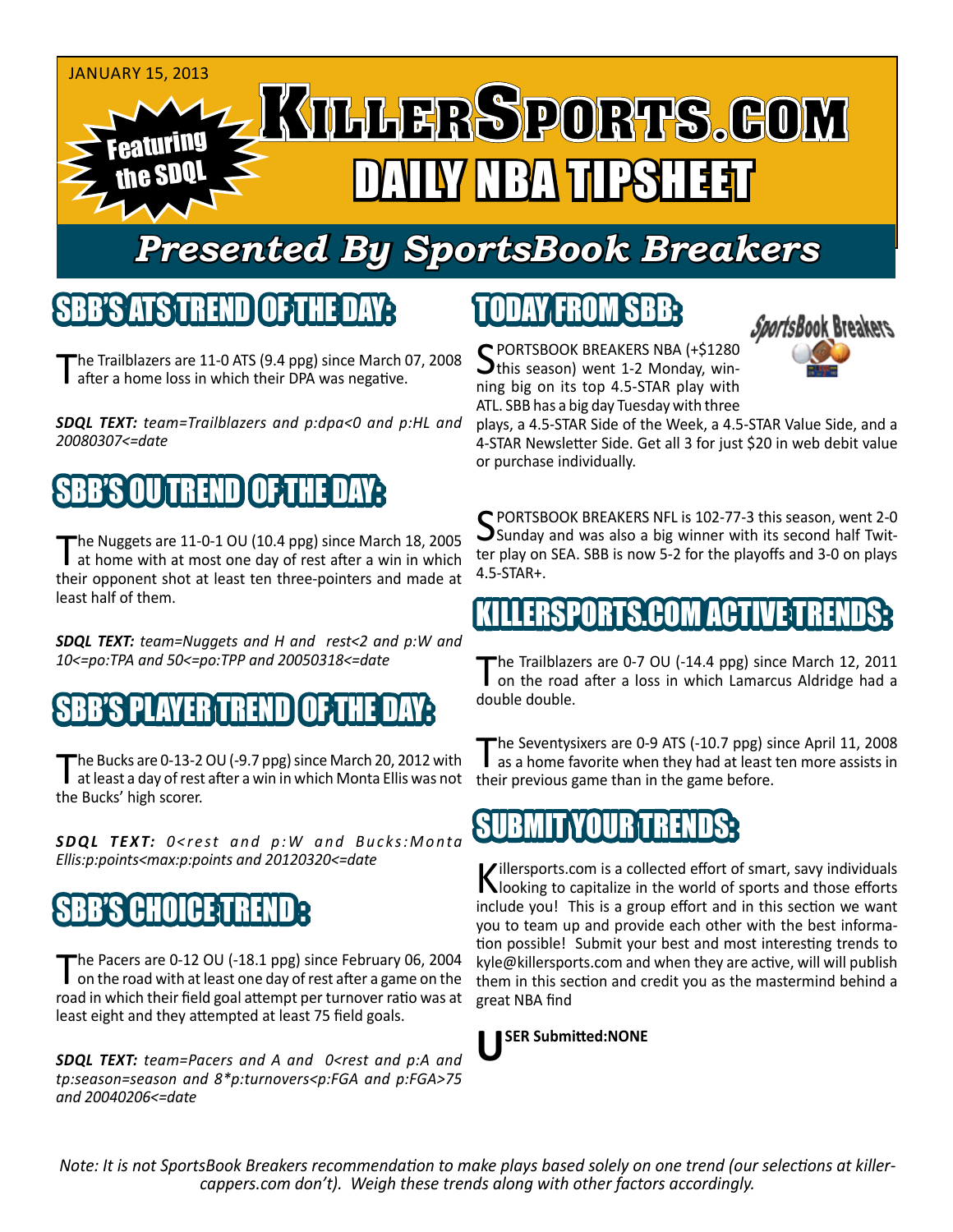JANUARY 15, 2013

Featuring the SDQL

# KILLERSPORTS.COM DAILY NBA TIPSHEET

## Presented By SportsBook Breakers

## SBB'S ATS TREND OF THE DAY:

The Trailblazers are 11-0 ATS (9.4 ppg) since March 07, 2008 after a home loss in which their DPA was negative.

***SDQL TEXT:** team=Trailblazers and p:dpa<0 and p:HL and 20080307<=date*

## SBB'S OU TREND OF THE DAY:

The Nuggets are 11-0-1 OU (10.4 ppg) since March 18, 2005 at home with at most one day of rest after a win in which their opponent shot at least ten three-pointers and made at least half of them.

***SDQL TEXT:** team=Nuggets and H and rest<2 and p:W and 10<=po:TPA and 50<=po:TPP and 20050318<=date*

## SBB'S PLAYER TREND OF THE DAY:

The Bucks are 0-13-2 OU (-9.7 ppg) since March 20, 2012 with at least a day of rest after a win in which Monta Ellis was not the Bucks' high scorer.

***SDQL TEXT:** 0<rest and p:W and Bucks:Monta Ellis:p:points<max:p:points and 20120320<=date*

## SBB'S CHOICE TREND:

The Pacers are 0-12 OU (-18.1 ppg) since February 06, 2004 on the road with at least one day of rest after a game on the road in which their field goal attempt per turnover ratio was at least eight and they attempted at least 75 field goals.

***SDQL TEXT:** team=Pacers and A and 0<rest and p:A and tp:season=season and 8*p:turnovers<p:FGA and p:FGA>75 and 20040206<=date*

## TODAY FROM SBB:

SportsBook Breakers

SPORTSBOOK BREAKERS NBA (+$1280 this season) went 1-2 Monday, winning big on its top 4.5-STAR play with ATL. SBB has a big day Tuesday with three plays, a 4.5-STAR Side of the Week, a 4.5-STAR Value Side, and a 4-STAR Newsletter Side. Get all 3 for just $20 in web debit value or purchase individually.

SPORTSBOOK BREAKERS NFL is 102-77-3 this season, went 2-0 Sunday and was also a big winner with its second half Twitter play on SEA. SBB is now 5-2 for the playoffs and 3-0 on plays 4.5-STAR+.

## KILLERSPORTS.COM ACTIVE TRENDS:

The Trailblazers are 0-7 OU (-14.4 ppg) since March 12, 2011 on the road after a loss in which Lamarcus Aldridge had a double double.

The Seventysixers are 0-9 ATS (-10.7 ppg) since April 11, 2008 as a home favorite when they had at least ten more assists in their previous game than in the game before.

## SUBMIT YOUR TRENDS:

Killersports.com is a collected effort of smart, savy individuals looking to capitalize in the world of sports and those efforts include you! This is a group effort and in this section we want you to team up and provide each other with the best information possible! Submit your best and most interesting trends to kyle@killersports.com and when they are active, will will publish them in this section and credit you as the mastermind behind a great NBA find

**USER Submitted:NONE**

*Note: It is not SportsBook Breakers recommendation to make plays based solely on one trend (our selections at killercappers.com don't). Weigh these trends along with other factors accordingly.*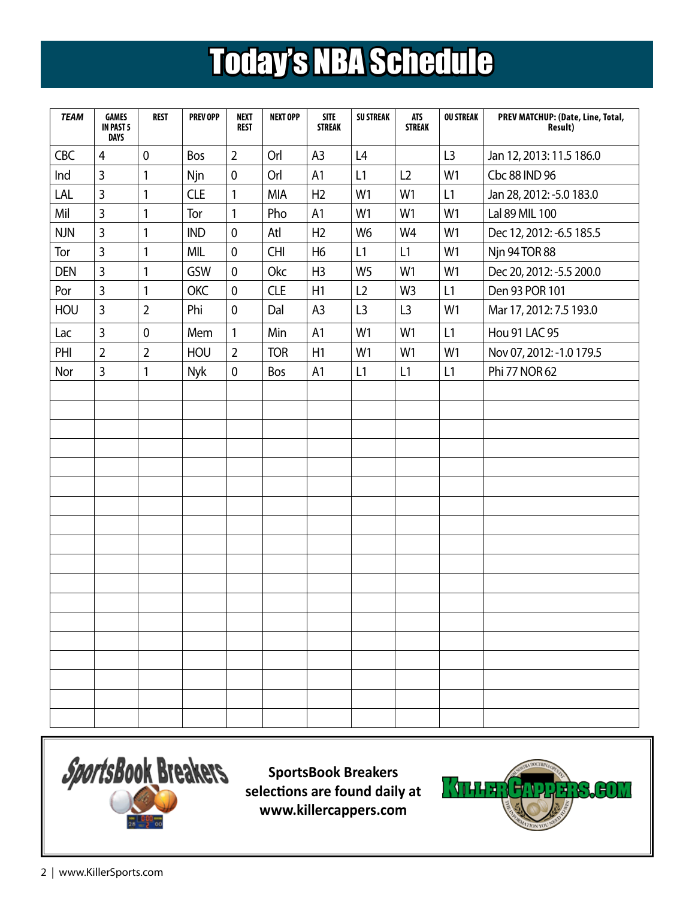# Today's NBA Schedule

| TEAM | GAMES IN PAST 5 DAYS | REST | PREV OPP | NEXT REST | NEXT OPP | SITE STREAK | SU STREAK | ATS STREAK | OU STREAK | PREV MATCHUP: (Date, Line, Total, Result) |
|---|---|---|---|---|---|---|---|---|---|---|
| CBC | 4 | 0 | Bos | 2 | Orl | A3 | L4 | | L3 | Jan 12, 2013: 11.5 186.0 |
| Ind | 3 | 1 | Njn | 0 | Orl | A1 | L1 | L2 | W1 | Cbc 88 IND 96 |
| LAL | 3 | 1 | CLE | 1 | MIA | H2 | W1 | W1 | L1 | Jan 28, 2012: -5.0 183.0 |
| Mil | 3 | 1 | Tor | 1 | Pho | A1 | W1 | W1 | W1 | Lal 89 MIL 100 |
| NJN | 3 | 1 | IND | 0 | Atl | H2 | W6 | W4 | W1 | Dec 12, 2012: -6.5 185.5 |
| Tor | 3 | 1 | MIL | 0 | CHI | H6 | L1 | L1 | W1 | Njn 94 TOR 88 |
| DEN | 3 | 1 | GSW | 0 | Okc | H3 | W5 | W1 | W1 | Dec 20, 2012: -5.5 200.0 |
| Por | 3 | 1 | OKC | 0 | CLE | H1 | L2 | W3 | L1 | Den 93 POR 101 |
| HOU | 3 | 2 | Phi | 0 | Dal | A3 | L3 | L3 | W1 | Mar 17, 2012: 7.5 193.0 |
| Lac | 3 | 0 | Mem | 1 | Min | A1 | W1 | W1 | L1 | Hou 91 LAC 95 |
| PHI | 2 | 2 | HOU | 2 | TOR | H1 | W1 | W1 | W1 | Nov 07, 2012: -1.0 179.5 |
| Nor | 3 | 1 | Nyk | 0 | Bos | A1 | L1 | L1 | L1 | Phi 77 NOR 62 |

**SportsBook Breakers selections are found daily at www.killercappers.com**